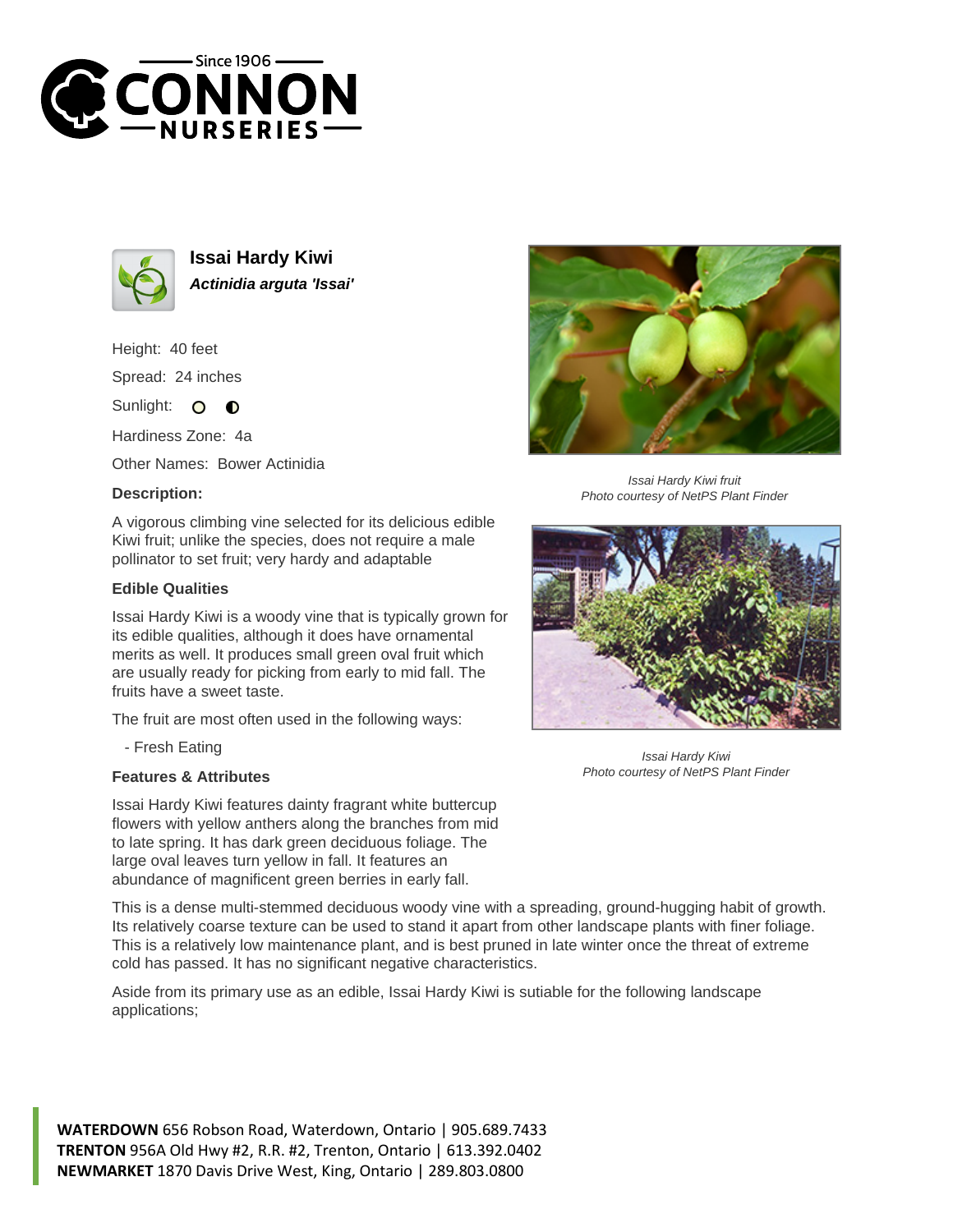# Issai Hardy Kiwi

***Actinidia arguta 'Issai'***

Height: 40 feet

Spread: 24 inches

Sunlight:

Hardiness Zone: 4a

Other Names: Bower Actinidia

### Description:

A vigorous climbing vine selected for its delicious edible Kiwi fruit; unlike the species, does not require a male pollinator to set fruit; very hardy and adaptable

### Edible Qualities

Issai Hardy Kiwi is a woody vine that is typically grown for its edible qualities, although it does have ornamental merits as well. It produces small green oval fruit which are usually ready for picking from early to mid fall. The fruits have a sweet taste.

The fruit are most often used in the following ways:

- Fresh Eating

*Issai Hardy Kiwi fruit*
*Photo courtesy of NetPS Plant Finder*

*Issai Hardy Kiwi*
*Photo courtesy of NetPS Plant Finder*

### Features & Attributes

Issai Hardy Kiwi features dainty fragrant white buttercup flowers with yellow anthers along the branches from mid to late spring. It has dark green deciduous foliage. The large oval leaves turn yellow in fall. It features an abundance of magnificent green berries in early fall.

This is a dense multi-stemmed deciduous woody vine with a spreading, ground-hugging habit of growth. Its relatively coarse texture can be used to stand it apart from other landscape plants with finer foliage. This is a relatively low maintenance plant, and is best pruned in late winter once the threat of extreme cold has passed. It has no significant negative characteristics.

Aside from its primary use as an edible, Issai Hardy Kiwi is sutiable for the following landscape applications;

**WATERDOWN** 656 Robson Road, Waterdown, Ontario | 905.689.7433
**TRENTON** 956A Old Hwy #2, R.R. #2, Trenton, Ontario | 613.392.0402
**NEWMARKET** 1870 Davis Drive West, King, Ontario | 289.803.0800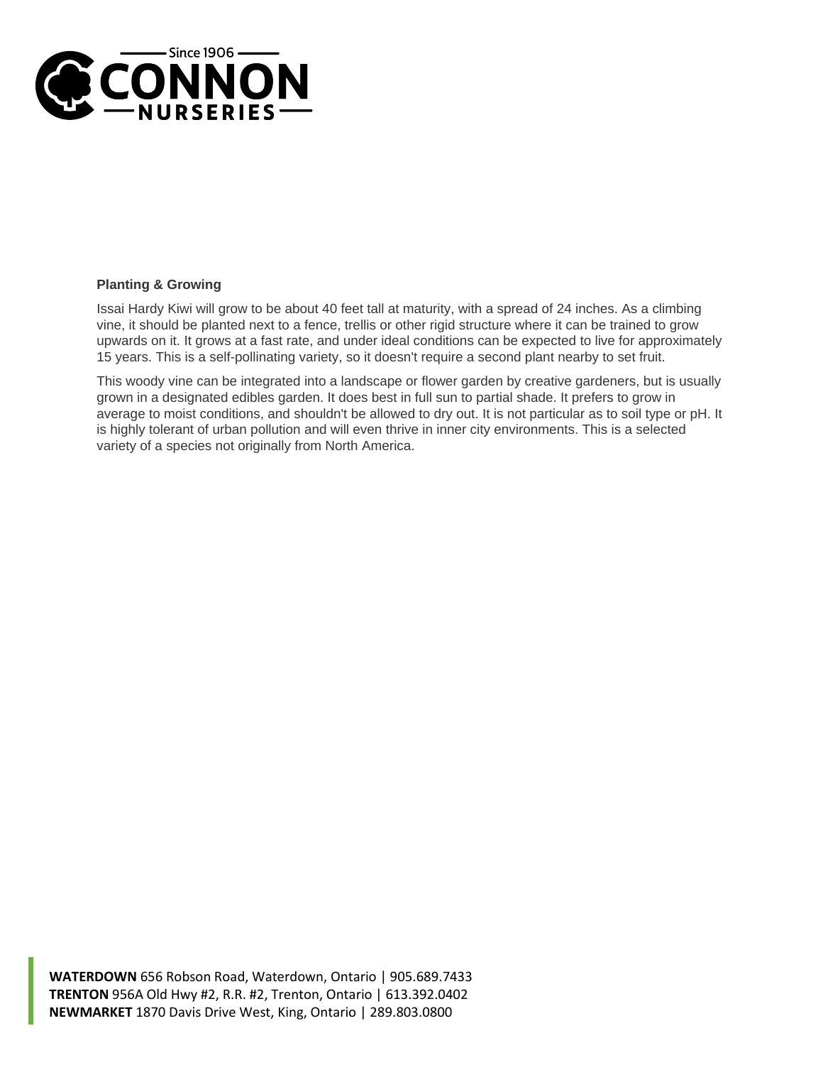## Planting & Growing

Issai Hardy Kiwi will grow to be about 40 feet tall at maturity, with a spread of 24 inches. As a climbing vine, it should be planted next to a fence, trellis or other rigid structure where it can be trained to grow upwards on it. It grows at a fast rate, and under ideal conditions can be expected to live for approximately 15 years. This is a self-pollinating variety, so it doesn't require a second plant nearby to set fruit.

This woody vine can be integrated into a landscape or flower garden by creative gardeners, but is usually grown in a designated edibles garden. It does best in full sun to partial shade. It prefers to grow in average to moist conditions, and shouldn't be allowed to dry out. It is not particular as to soil type or pH. It is highly tolerant of urban pollution and will even thrive in inner city environments. This is a selected variety of a species not originally from North America.